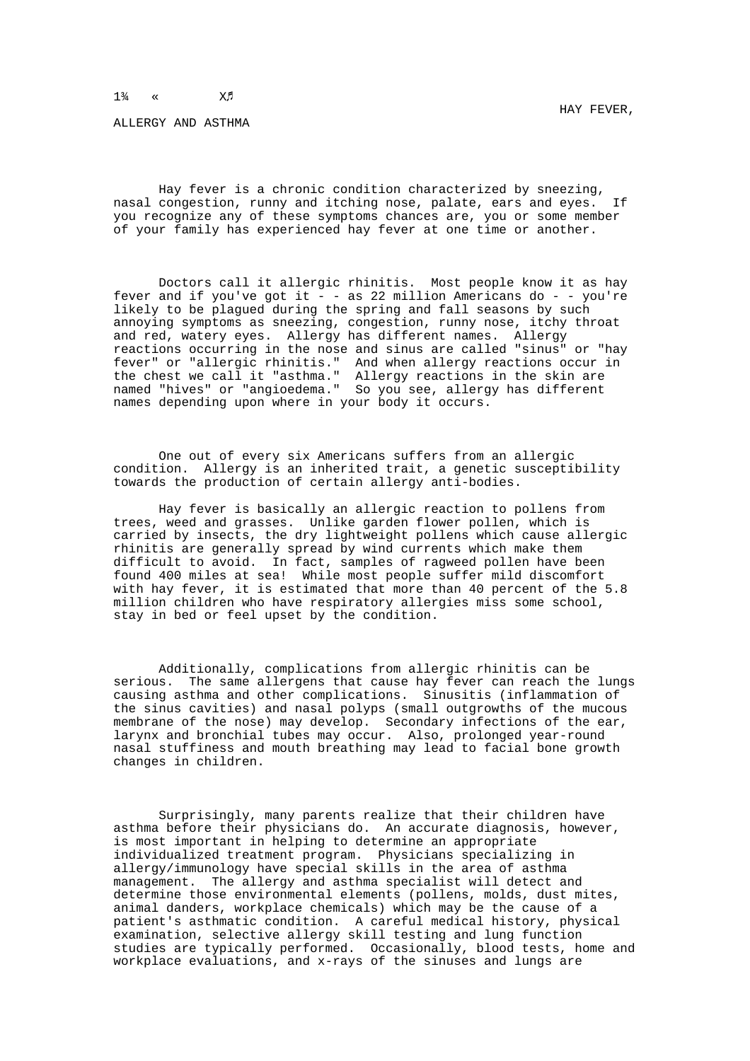1¾ « X♬

# HAY FEVER, ALLERGY AND ASTHMA

Hay fever is a chronic condition characterized by sneezing, nasal congestion, runny and itching nose, palate, ears and eyes. If you recognize any of these symptoms chances are, you or some member of your family has experienced hay fever at one time or another.

Doctors call it allergic rhinitis. Most people know it as hay fever and if you've got it - - as 22 million Americans do - - you're likely to be plagued during the spring and fall seasons by such annoying symptoms as sneezing, congestion, runny nose, itchy throat and red, watery eyes. Allergy has different names. Allergy reactions occurring in the nose and sinus are called "sinus" or "hay fever" or "allergic rhinitis." And when allergy reactions occur in the chest we call it "asthma." Allergy reactions in the skin are named "hives" or "angioedema." So you see, allergy has different names depending upon where in your body it occurs.

One out of every six Americans suffers from an allergic condition. Allergy is an inherited trait, a genetic susceptibility towards the production of certain allergy anti-bodies.

Hay fever is basically an allergic reaction to pollens from trees, weed and grasses. Unlike garden flower pollen, which is carried by insects, the dry lightweight pollens which cause allergic rhinitis are generally spread by wind currents which make them difficult to avoid. In fact, samples of ragweed pollen have been found 400 miles at sea! While most people suffer mild discomfort with hay fever, it is estimated that more than 40 percent of the 5.8 million children who have respiratory allergies miss some school, stay in bed or feel upset by the condition.

Additionally, complications from allergic rhinitis can be serious. The same allergens that cause hay fever can reach the lungs causing asthma and other complications. Sinusitis (inflammation of the sinus cavities) and nasal polyps (small outgrowths of the mucous membrane of the nose) may develop. Secondary infections of the ear, larynx and bronchial tubes may occur. Also, prolonged year-round nasal stuffiness and mouth breathing may lead to facial bone growth changes in children.

Surprisingly, many parents realize that their children have asthma before their physicians do. An accurate diagnosis, however, is most important in helping to determine an appropriate individualized treatment program. Physicians specializing in allergy/immunology have special skills in the area of asthma management. The allergy and asthma specialist will detect and determine those environmental elements (pollens, molds, dust mites, animal danders, workplace chemicals) which may be the cause of a patient's asthmatic condition. A careful medical history, physical examination, selective allergy skill testing and lung function studies are typically performed. Occasionally, blood tests, home and workplace evaluations, and x-rays of the sinuses and lungs are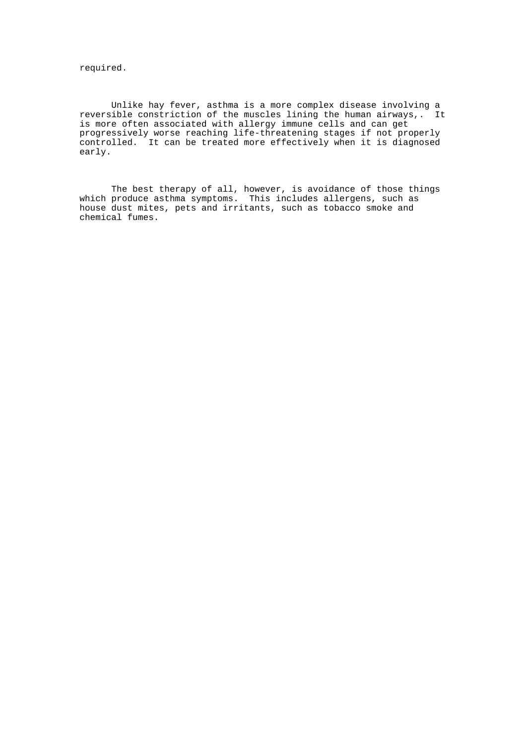required.

Unlike hay fever, asthma is a more complex disease involving a reversible constriction of the muscles lining the human airways,. It is more often associated with allergy immune cells and can get progressively worse reaching life-threatening stages if not properly controlled. It can be treated more effectively when it is diagnosed early.

The best therapy of all, however, is avoidance of those things which produce asthma symptoms. This includes allergens, such as house dust mites, pets and irritants, such as tobacco smoke and chemical fumes.